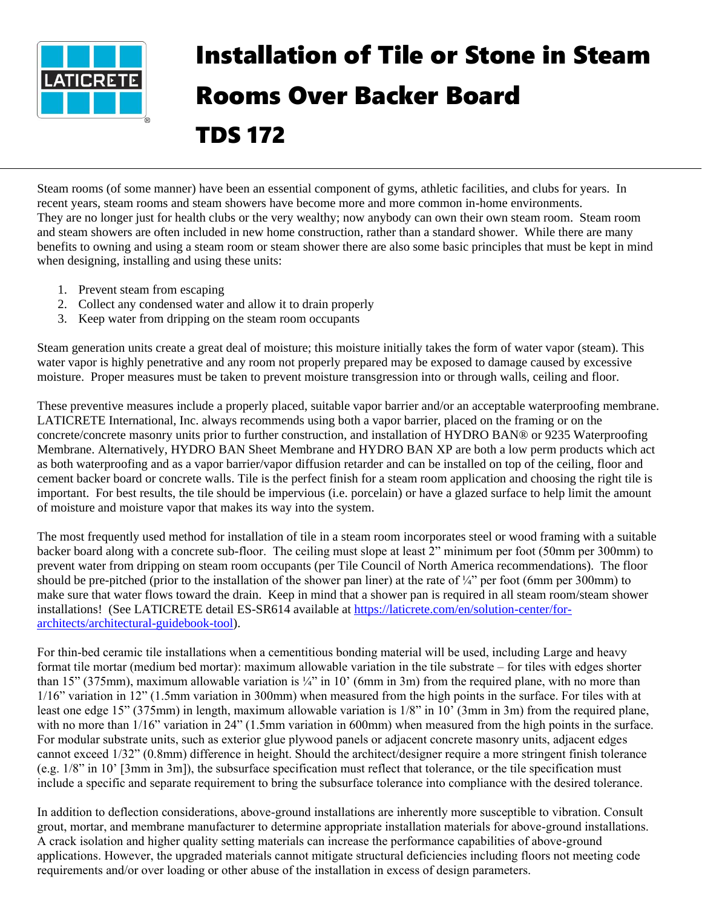# Installation of Tile or Stone in Steam Rooms Over Backer Board

# TDS 172

Steam rooms (of some manner) have been an essential component of gyms, athletic facilities, and clubs for years. In recent years, steam rooms and steam showers have become more and more common in-home environments. They are no longer just for health clubs or the very wealthy; now anybody can own their own steam room. Steam room and steam showers are often included in new home construction, rather than a standard shower. While there are many benefits to owning and using a steam room or steam shower there are also some basic principles that must be kept in mind when designing, installing and using these units:

1. Prevent steam from escaping
2. Collect any condensed water and allow it to drain properly
3. Keep water from dripping on the steam room occupants

Steam generation units create a great deal of moisture; this moisture initially takes the form of water vapor (steam). This water vapor is highly penetrative and any room not properly prepared may be exposed to damage caused by excessive moisture. Proper measures must be taken to prevent moisture transgression into or through walls, ceiling and floor.

These preventive measures include a properly placed, suitable vapor barrier and/or an acceptable waterproofing membrane. LATICRETE International, Inc. always recommends using both a vapor barrier, placed on the framing or on the concrete/concrete masonry units prior to further construction, and installation of HYDRO BAN® or 9235 Waterproofing Membrane. Alternatively, HYDRO BAN Sheet Membrane and HYDRO BAN XP are both a low perm products which act as both waterproofing and as a vapor barrier/vapor diffusion retarder and can be installed on top of the ceiling, floor and cement backer board or concrete walls. Tile is the perfect finish for a steam room application and choosing the right tile is important. For best results, the tile should be impervious (i.e. porcelain) or have a glazed surface to help limit the amount of moisture and moisture vapor that makes its way into the system.

The most frequently used method for installation of tile in a steam room incorporates steel or wood framing with a suitable backer board along with a concrete sub-floor. The ceiling must slope at least 2" minimum per foot (50mm per 300mm) to prevent water from dripping on steam room occupants (per Tile Council of North America recommendations). The floor should be pre-pitched (prior to the installation of the shower pan liner) at the rate of ¼" per foot (6mm per 300mm) to make sure that water flows toward the drain. Keep in mind that a shower pan is required in all steam room/steam shower installations! (See LATICRETE detail ES-SR614 available at [https://laticrete.com/en/solution-center/for-architects/architectural-guidebook-tool](https://laticrete.com/en/solution-center/for-architects/architectural-guidebook-tool)).

For thin-bed ceramic tile installations when a cementitious bonding material will be used, including Large and heavy format tile mortar (medium bed mortar): maximum allowable variation in the tile substrate – for tiles with edges shorter than 15" (375mm), maximum allowable variation is ¼" in 10' (6mm in 3m) from the required plane, with no more than 1/16" variation in 12" (1.5mm variation in 300mm) when measured from the high points in the surface. For tiles with at least one edge 15" (375mm) in length, maximum allowable variation is 1/8" in 10' (3mm in 3m) from the required plane, with no more than 1/16" variation in 24" (1.5mm variation in 600mm) when measured from the high points in the surface. For modular substrate units, such as exterior glue plywood panels or adjacent concrete masonry units, adjacent edges cannot exceed 1/32" (0.8mm) difference in height. Should the architect/designer require a more stringent finish tolerance (e.g. 1/8" in 10' [3mm in 3m]), the subsurface specification must reflect that tolerance, or the tile specification must include a specific and separate requirement to bring the subsurface tolerance into compliance with the desired tolerance.

In addition to deflection considerations, above-ground installations are inherently more susceptible to vibration. Consult grout, mortar, and membrane manufacturer to determine appropriate installation materials for above-ground installations. A crack isolation and higher quality setting materials can increase the performance capabilities of above-ground applications. However, the upgraded materials cannot mitigate structural deficiencies including floors not meeting code requirements and/or over loading or other abuse of the installation in excess of design parameters.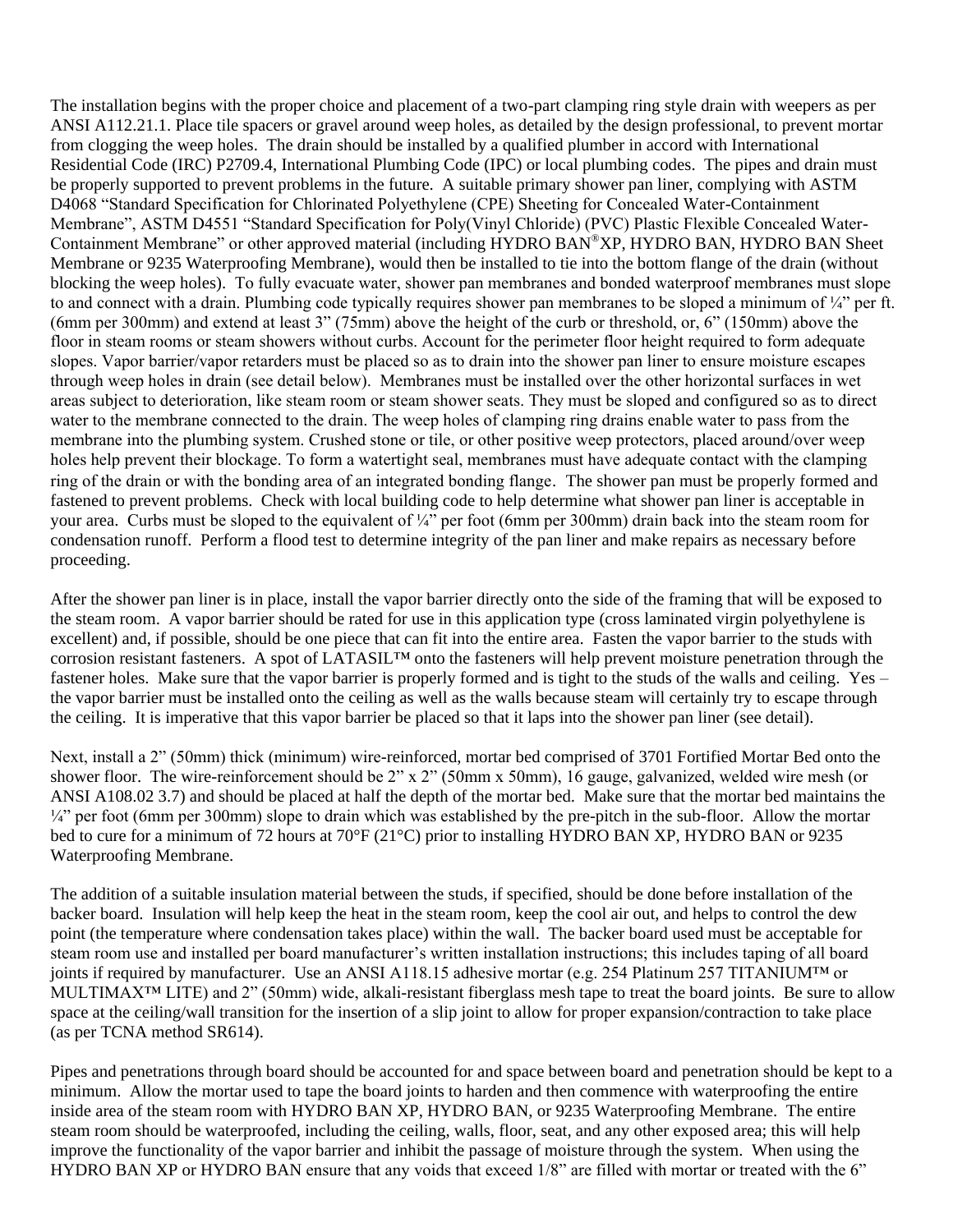The installation begins with the proper choice and placement of a two-part clamping ring style drain with weepers as per ANSI A112.21.1. Place tile spacers or gravel around weep holes, as detailed by the design professional, to prevent mortar from clogging the weep holes. The drain should be installed by a qualified plumber in accord with International Residential Code (IRC) P2709.4, International Plumbing Code (IPC) or local plumbing codes. The pipes and drain must be properly supported to prevent problems in the future. A suitable primary shower pan liner, complying with ASTM D4068 "Standard Specification for Chlorinated Polyethylene (CPE) Sheeting for Concealed Water-Containment Membrane", ASTM D4551 "Standard Specification for Poly(Vinyl Chloride) (PVC) Plastic Flexible Concealed Water-Containment Membrane" or other approved material (including HYDRO BAN®XP, HYDRO BAN, HYDRO BAN Sheet Membrane or 9235 Waterproofing Membrane), would then be installed to tie into the bottom flange of the drain (without blocking the weep holes). To fully evacuate water, shower pan membranes and bonded waterproof membranes must slope to and connect with a drain. Plumbing code typically requires shower pan membranes to be sloped a minimum of ¼" per ft. (6mm per 300mm) and extend at least 3" (75mm) above the height of the curb or threshold, or, 6" (150mm) above the floor in steam rooms or steam showers without curbs. Account for the perimeter floor height required to form adequate slopes. Vapor barrier/vapor retarders must be placed so as to drain into the shower pan liner to ensure moisture escapes through weep holes in drain (see detail below). Membranes must be installed over the other horizontal surfaces in wet areas subject to deterioration, like steam room or steam shower seats. They must be sloped and configured so as to direct water to the membrane connected to the drain. The weep holes of clamping ring drains enable water to pass from the membrane into the plumbing system. Crushed stone or tile, or other positive weep protectors, placed around/over weep holes help prevent their blockage. To form a watertight seal, membranes must have adequate contact with the clamping ring of the drain or with the bonding area of an integrated bonding flange. The shower pan must be properly formed and fastened to prevent problems. Check with local building code to help determine what shower pan liner is acceptable in your area. Curbs must be sloped to the equivalent of ¼" per foot (6mm per 300mm) drain back into the steam room for condensation runoff. Perform a flood test to determine integrity of the pan liner and make repairs as necessary before proceeding.

After the shower pan liner is in place, install the vapor barrier directly onto the side of the framing that will be exposed to the steam room. A vapor barrier should be rated for use in this application type (cross laminated virgin polyethylene is excellent) and, if possible, should be one piece that can fit into the entire area. Fasten the vapor barrier to the studs with corrosion resistant fasteners. A spot of LATASIL™ onto the fasteners will help prevent moisture penetration through the fastener holes. Make sure that the vapor barrier is properly formed and is tight to the studs of the walls and ceiling. Yes – the vapor barrier must be installed onto the ceiling as well as the walls because steam will certainly try to escape through the ceiling. It is imperative that this vapor barrier be placed so that it laps into the shower pan liner (see detail).

Next, install a 2" (50mm) thick (minimum) wire-reinforced, mortar bed comprised of 3701 Fortified Mortar Bed onto the shower floor. The wire-reinforcement should be 2" x 2" (50mm x 50mm), 16 gauge, galvanized, welded wire mesh (or ANSI A108.02 3.7) and should be placed at half the depth of the mortar bed. Make sure that the mortar bed maintains the ¼" per foot (6mm per 300mm) slope to drain which was established by the pre-pitch in the sub-floor. Allow the mortar bed to cure for a minimum of 72 hours at 70°F (21°C) prior to installing HYDRO BAN XP, HYDRO BAN or 9235 Waterproofing Membrane.

The addition of a suitable insulation material between the studs, if specified, should be done before installation of the backer board. Insulation will help keep the heat in the steam room, keep the cool air out, and helps to control the dew point (the temperature where condensation takes place) within the wall. The backer board used must be acceptable for steam room use and installed per board manufacturer's written installation instructions; this includes taping of all board joints if required by manufacturer. Use an ANSI A118.15 adhesive mortar (e.g. 254 Platinum 257 TITANIUM™ or MULTIMAX™ LITE) and 2" (50mm) wide, alkali-resistant fiberglass mesh tape to treat the board joints. Be sure to allow space at the ceiling/wall transition for the insertion of a slip joint to allow for proper expansion/contraction to take place (as per TCNA method SR614).

Pipes and penetrations through board should be accounted for and space between board and penetration should be kept to a minimum. Allow the mortar used to tape the board joints to harden and then commence with waterproofing the entire inside area of the steam room with HYDRO BAN XP, HYDRO BAN, or 9235 Waterproofing Membrane. The entire steam room should be waterproofed, including the ceiling, walls, floor, seat, and any other exposed area; this will help improve the functionality of the vapor barrier and inhibit the passage of moisture through the system. When using the HYDRO BAN XP or HYDRO BAN ensure that any voids that exceed 1/8" are filled with mortar or treated with the 6"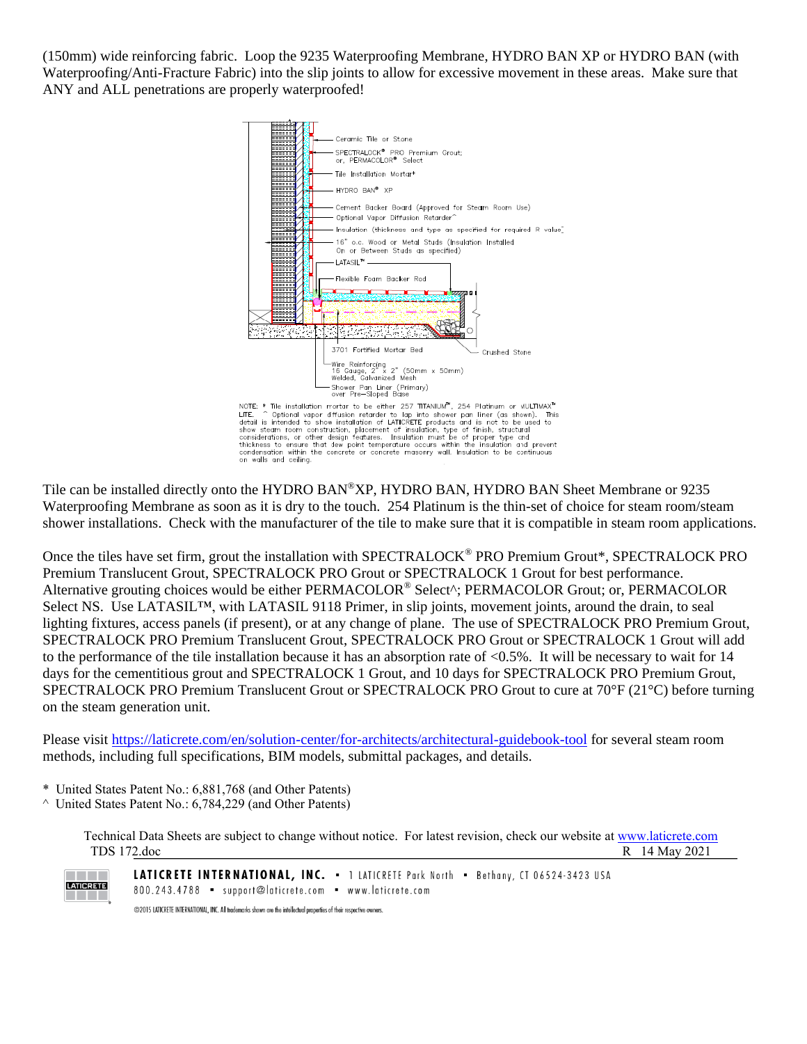(150mm) wide reinforcing fabric. Loop the 9235 Waterproofing Membrane, HYDRO BAN XP or HYDRO BAN (with Waterproofing/Anti-Fracture Fabric) into the slip joints to allow for excessive movement in these areas. Make sure that ANY and ALL penetrations are properly waterproofed!

Ceramic Tile or Stone

SPECTRALOCK® PRO Premium Grout; or, PERMACOLOR® Select

Tile Installation Mortar*

HYDRO BAN® XP

Cement Backer Board (Approved for Steam Room Use)

Optional Vapor Diffusion Retarder^

Insulation (thickness and type as specified for required R value)

16" o.c. Wood or Metal Studs (Insulation Installed On or Between Studs as specified)

LATASIL™

Flexible Foam Backer Rod

3701 Fortified Mortar Bed

Crushed Stone

Wire Reinforcing 16 Gauge, 2" x 2" (50mm x 50mm) Welded, Galvanized Mesh

Shower Pan Liner (Primary) over Pre-Sloped Base

NOTE: * Tile installation mortar to be either 257 TITANIUM™, 254 Platinum or MULTIMAX™ LITE. ^ Optional vapor diffusion retarder to lap into shower pan liner (as shown). This detail is intended to show installation of LATICRETE products and is not to be used to show steam room construction, placement of insulation, type of finish, structural considerations, or other design features. Insulation must be of proper type and thickness to ensure that dew point temperature occurs within the insulation and prevent condensation within the concrete or concrete masonry wall. Insulation to be continuous on walls and ceiling.

Tile can be installed directly onto the HYDRO BAN®XP, HYDRO BAN, HYDRO BAN Sheet Membrane or 9235 Waterproofing Membrane as soon as it is dry to the touch. 254 Platinum is the thin-set of choice for steam room/steam shower installations. Check with the manufacturer of the tile to make sure that it is compatible in steam room applications.

Once the tiles have set firm, grout the installation with SPECTRALOCK® PRO Premium Grout*, SPECTRALOCK PRO Premium Translucent Grout, SPECTRALOCK PRO Grout or SPECTRALOCK 1 Grout for best performance. Alternative grouting choices would be either PERMACOLOR® Select^; PERMACOLOR Grout; or, PERMACOLOR Select NS. Use LATASIL™, with LATASIL 9118 Primer, in slip joints, movement joints, around the drain, to seal lighting fixtures, access panels (if present), or at any change of plane. The use of SPECTRALOCK PRO Premium Grout, SPECTRALOCK PRO Premium Translucent Grout, SPECTRALOCK PRO Grout or SPECTRALOCK 1 Grout will add to the performance of the tile installation because it has an absorption rate of <0.5%. It will be necessary to wait for 14 days for the cementitious grout and SPECTRALOCK 1 Grout, and 10 days for SPECTRALOCK PRO Premium Grout, SPECTRALOCK PRO Premium Translucent Grout or SPECTRALOCK PRO Grout to cure at 70°F (21°C) before turning on the steam generation unit.

Please visit https://laticrete.com/en/solution-center/for-architects/architectural-guidebook-tool for several steam room methods, including full specifications, BIM models, submittal packages, and details.

* United States Patent No.: 6,881,768 (and Other Patents)
^ United States Patent No.: 6,784,229 (and Other Patents)

Technical Data Sheets are subject to change without notice. For latest revision, check our website at www.laticrete.com
TDS 172.doc R 14 May 2021

**LATICRETE INTERNATIONAL, INC.** ▪ 1 LATICRETE Park North ▪ Bethany, CT 06524-3423 USA
800.243.4788 ▪ support@laticrete.com ▪ www.laticrete.com

©2015 LATICRETE INTERNATIONAL, INC. All trademarks shown are the intellectual properties of their respective owners.